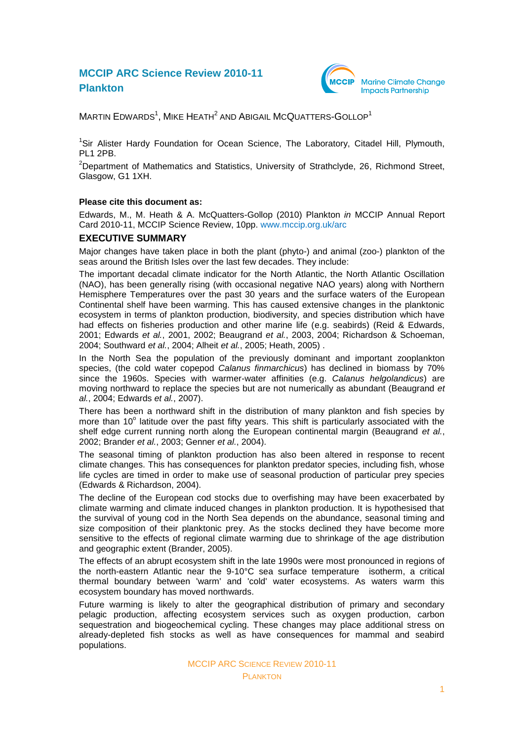# MCCIP ARC Science Review 2010-11

## Plankton

Marine Climate Change Impacts Partnership

MARTIN EDWARDS[1], MIKE HEATH[2] AND ABIGAIL MCQUATTERS-GOLLOP[1]

[1]Sir Alister Hardy Foundation for Ocean Science, The Laboratory, Citadel Hill, Plymouth, PL1 2PB.

[2]Department of Mathematics and Statistics, University of Strathclyde, 26, Richmond Street, Glasgow, G1 1XH.

**Please cite this document as:**

Edwards, M., M. Heath & A. McQuatters-Gollop (2010) Plankton *in* MCCIP Annual Report Card 2010-11, MCCIP Science Review, 10pp. www.mccip.org.uk/arc

## EXECUTIVE SUMMARY

Major changes have taken place in both the plant (phyto-) and animal (zoo-) plankton of the seas around the British Isles over the last few decades. They include:

The important decadal climate indicator for the North Atlantic, the North Atlantic Oscillation (NAO), has been generally rising (with occasional negative NAO years) along with Northern Hemisphere Temperatures over the past 30 years and the surface waters of the European Continental shelf have been warming. This has caused extensive changes in the planktonic ecosystem in terms of plankton production, biodiversity, and species distribution which have had effects on fisheries production and other marine life (e.g. seabirds) (Reid & Edwards, 2001; Edwards *et al.*, 2001, 2002; Beaugrand *et al.*, 2003, 2004; Richardson & Schoeman, 2004; Southward *et al.*, 2004; Alheit *et al.*, 2005; Heath, 2005) .

In the North Sea the population of the previously dominant and important zooplankton species, (the cold water copepod *Calanus finmarchicus*) has declined in biomass by 70% since the 1960s. Species with warmer-water affinities (e.g. *Calanus helgolandicus*) are moving northward to replace the species but are not numerically as abundant (Beaugrand *et al.*, 2004; Edwards *et al.*, 2007).

There has been a northward shift in the distribution of many plankton and fish species by more than 10$^{o}$ latitude over the past fifty years. This shift is particularly associated with the shelf edge current running north along the European continental margin (Beaugrand *et al.*, 2002; Brander *et al.*, 2003; Genner *et al.*, 2004).

The seasonal timing of plankton production has also been altered in response to recent climate changes. This has consequences for plankton predator species, including fish, whose life cycles are timed in order to make use of seasonal production of particular prey species (Edwards & Richardson, 2004).

The decline of the European cod stocks due to overfishing may have been exacerbated by climate warming and climate induced changes in plankton production. It is hypothesised that the survival of young cod in the North Sea depends on the abundance, seasonal timing and size composition of their planktonic prey. As the stocks declined they have become more sensitive to the effects of regional climate warming due to shrinkage of the age distribution and geographic extent (Brander, 2005).

The effects of an abrupt ecosystem shift in the late 1990s were most pronounced in regions of the north-eastern Atlantic near the 9-10°C sea surface temperature isotherm, a critical thermal boundary between 'warm' and 'cold' water ecosystems. As waters warm this ecosystem boundary has moved northwards.

Future warming is likely to alter the geographical distribution of primary and secondary pelagic production, affecting ecosystem services such as oxygen production, carbon sequestration and biogeochemical cycling. These changes may place additional stress on already-depleted fish stocks as well as have consequences for mammal and seabird populations.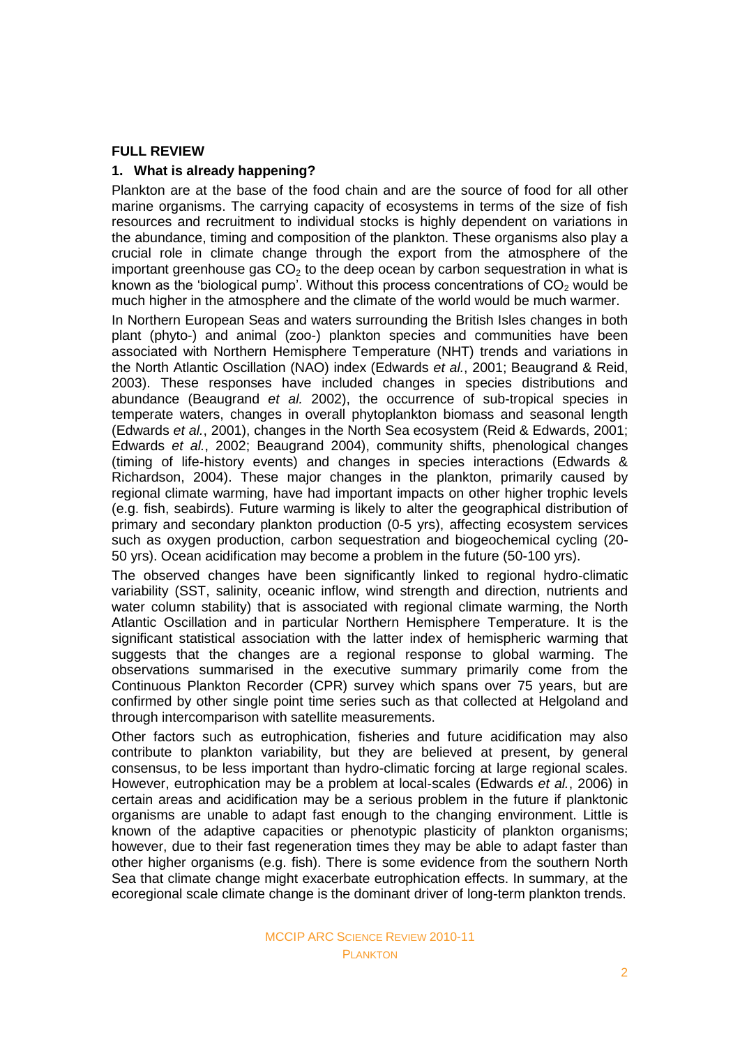**FULL REVIEW**

## 1. What is already happening?

Plankton are at the base of the food chain and are the source of food for all other marine organisms. The carrying capacity of ecosystems in terms of the size of fish resources and recruitment to individual stocks is highly dependent on variations in the abundance, timing and composition of the plankton. These organisms also play a crucial role in climate change through the export from the atmosphere of the important greenhouse gas $CO_2$ to the deep ocean by carbon sequestration in what is known as the 'biological pump'. Without this process concentrations of $CO_2$ would be much higher in the atmosphere and the climate of the world would be much warmer.

In Northern European Seas and waters surrounding the British Isles changes in both plant (phyto-) and animal (zoo-) plankton species and communities have been associated with Northern Hemisphere Temperature (NHT) trends and variations in the North Atlantic Oscillation (NAO) index (Edwards *et al.*, 2001; Beaugrand & Reid, 2003). These responses have included changes in species distributions and abundance (Beaugrand *et al.* 2002), the occurrence of sub-tropical species in temperate waters, changes in overall phytoplankton biomass and seasonal length (Edwards *et al.*, 2001), changes in the North Sea ecosystem (Reid & Edwards, 2001; Edwards *et al.*, 2002; Beaugrand 2004), community shifts, phenological changes (timing of life-history events) and changes in species interactions (Edwards & Richardson, 2004). These major changes in the plankton, primarily caused by regional climate warming, have had important impacts on other higher trophic levels (e.g. fish, seabirds). Future warming is likely to alter the geographical distribution of primary and secondary plankton production (0-5 yrs), affecting ecosystem services such as oxygen production, carbon sequestration and biogeochemical cycling (20-50 yrs). Ocean acidification may become a problem in the future (50-100 yrs).

The observed changes have been significantly linked to regional hydro-climatic variability (SST, salinity, oceanic inflow, wind strength and direction, nutrients and water column stability) that is associated with regional climate warming, the North Atlantic Oscillation and in particular Northern Hemisphere Temperature. It is the significant statistical association with the latter index of hemispheric warming that suggests that the changes are a regional response to global warming. The observations summarised in the executive summary primarily come from the Continuous Plankton Recorder (CPR) survey which spans over 75 years, but are confirmed by other single point time series such as that collected at Helgoland and through intercomparison with satellite measurements.

Other factors such as eutrophication, fisheries and future acidification may also contribute to plankton variability, but they are believed at present, by general consensus, to be less important than hydro-climatic forcing at large regional scales. However, eutrophication may be a problem at local-scales (Edwards *et al.*, 2006) in certain areas and acidification may be a serious problem in the future if planktonic organisms are unable to adapt fast enough to the changing environment. Little is known of the adaptive capacities or phenotypic plasticity of plankton organisms; however, due to their fast regeneration times they may be able to adapt faster than other higher organisms (e.g. fish). There is some evidence from the southern North Sea that climate change might exacerbate eutrophication effects. In summary, at the ecoregional scale climate change is the dominant driver of long-term plankton trends.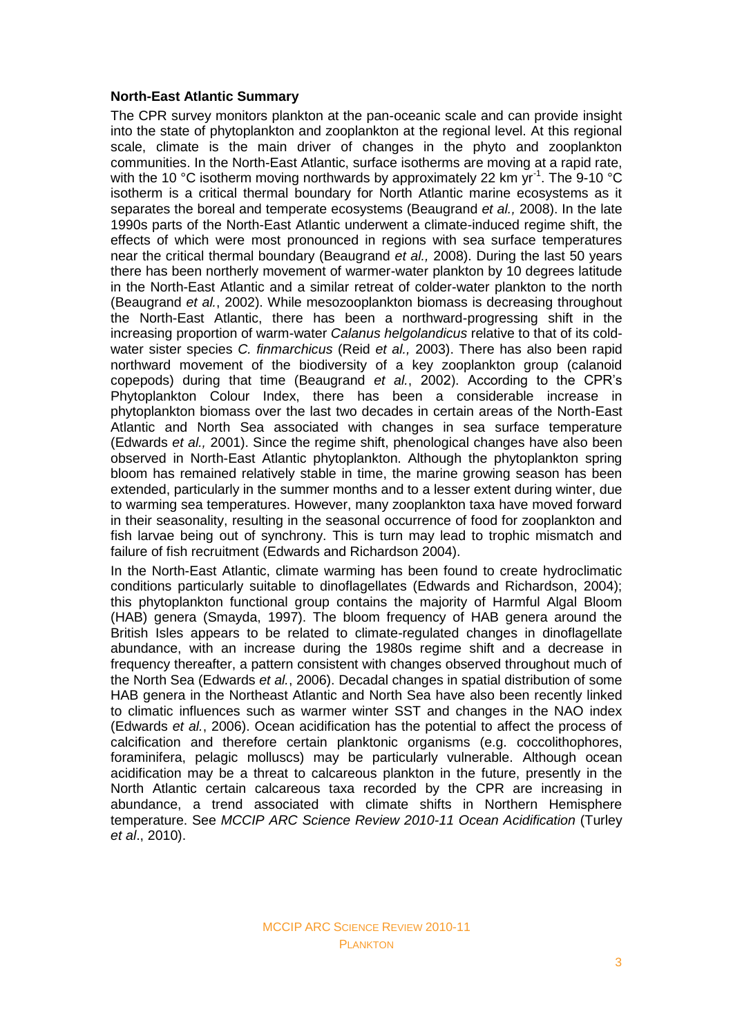**North-East Atlantic Summary**

The CPR survey monitors plankton at the pan-oceanic scale and can provide insight into the state of phytoplankton and zooplankton at the regional level. At this regional scale, climate is the main driver of changes in the phyto and zooplankton communities. In the North-East Atlantic, surface isotherms are moving at a rapid rate, with the 10 °C isotherm moving northwards by approximately 22 km $yr^{-1}$. The 9-10 °C isotherm is a critical thermal boundary for North Atlantic marine ecosystems as it separates the boreal and temperate ecosystems (Beaugrand *et al.,* 2008). In the late 1990s parts of the North-East Atlantic underwent a climate-induced regime shift, the effects of which were most pronounced in regions with sea surface temperatures near the critical thermal boundary (Beaugrand *et al.,* 2008). During the last 50 years there has been northerly movement of warmer-water plankton by 10 degrees latitude in the North-East Atlantic and a similar retreat of colder-water plankton to the north (Beaugrand *et al.*, 2002). While mesozooplankton biomass is decreasing throughout the North-East Atlantic, there has been a northward-progressing shift in the increasing proportion of warm-water *Calanus helgolandicus* relative to that of its cold-water sister species *C. finmarchicus* (Reid *et al.,* 2003). There has also been rapid northward movement of the biodiversity of a key zooplankton group (calanoid copepods) during that time (Beaugrand *et al.*, 2002). According to the CPR's Phytoplankton Colour Index, there has been a considerable increase in phytoplankton biomass over the last two decades in certain areas of the North-East Atlantic and North Sea associated with changes in sea surface temperature (Edwards *et al.,* 2001). Since the regime shift, phenological changes have also been observed in North-East Atlantic phytoplankton. Although the phytoplankton spring bloom has remained relatively stable in time, the marine growing season has been extended, particularly in the summer months and to a lesser extent during winter, due to warming sea temperatures. However, many zooplankton taxa have moved forward in their seasonality, resulting in the seasonal occurrence of food for zooplankton and fish larvae being out of synchrony. This is turn may lead to trophic mismatch and failure of fish recruitment (Edwards and Richardson 2004).

In the North-East Atlantic, climate warming has been found to create hydroclimatic conditions particularly suitable to dinoflagellates (Edwards and Richardson, 2004); this phytoplankton functional group contains the majority of Harmful Algal Bloom (HAB) genera (Smayda, 1997). The bloom frequency of HAB genera around the British Isles appears to be related to climate-regulated changes in dinoflagellate abundance, with an increase during the 1980s regime shift and a decrease in frequency thereafter, a pattern consistent with changes observed throughout much of the North Sea (Edwards *et al.*, 2006). Decadal changes in spatial distribution of some HAB genera in the Northeast Atlantic and North Sea have also been recently linked to climatic influences such as warmer winter SST and changes in the NAO index (Edwards *et al.*, 2006). Ocean acidification has the potential to affect the process of calcification and therefore certain planktonic organisms (e.g. coccolithophores, foraminifera, pelagic molluscs) may be particularly vulnerable. Although ocean acidification may be a threat to calcareous plankton in the future, presently in the North Atlantic certain calcareous taxa recorded by the CPR are increasing in abundance, a trend associated with climate shifts in Northern Hemisphere temperature. See *MCCIP ARC Science Review 2010-11 Ocean Acidification* (Turley *et al*., 2010).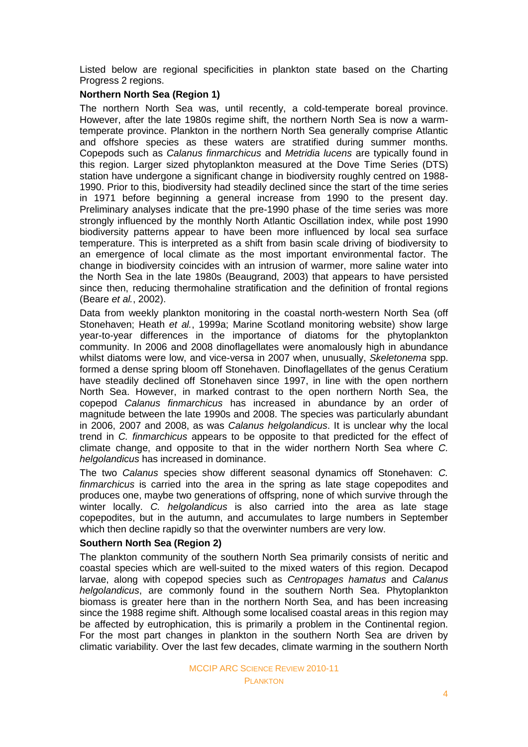Listed below are regional specificities in plankton state based on the Charting Progress 2 regions.

**Northern North Sea (Region 1)**

The northern North Sea was, until recently, a cold-temperate boreal province. However, after the late 1980s regime shift, the northern North Sea is now a warm-temperate province. Plankton in the northern North Sea generally comprise Atlantic and offshore species as these waters are stratified during summer months. Copepods such as *Calanus finmarchicus* and *Metridia lucens* are typically found in this region. Larger sized phytoplankton measured at the Dove Time Series (DTS) station have undergone a significant change in biodiversity roughly centred on 1988-1990. Prior to this, biodiversity had steadily declined since the start of the time series in 1971 before beginning a general increase from 1990 to the present day. Preliminary analyses indicate that the pre-1990 phase of the time series was more strongly influenced by the monthly North Atlantic Oscillation index, while post 1990 biodiversity patterns appear to have been more influenced by local sea surface temperature. This is interpreted as a shift from basin scale driving of biodiversity to an emergence of local climate as the most important environmental factor. The change in biodiversity coincides with an intrusion of warmer, more saline water into the North Sea in the late 1980s (Beaugrand, 2003) that appears to have persisted since then, reducing thermohaline stratification and the definition of frontal regions (Beare *et al.*, 2002).

Data from weekly plankton monitoring in the coastal north-western North Sea (off Stonehaven; Heath *et al.*, 1999a; Marine Scotland monitoring website) show large year-to-year differences in the importance of diatoms for the phytoplankton community. In 2006 and 2008 dinoflagellates were anomalously high in abundance whilst diatoms were low, and vice-versa in 2007 when, unusually, *Skeletonema* spp. formed a dense spring bloom off Stonehaven. Dinoflagellates of the genus Ceratium have steadily declined off Stonehaven since 1997, in line with the open northern North Sea. However, in marked contrast to the open northern North Sea, the copepod *Calanus finmarchicus* has increased in abundance by an order of magnitude between the late 1990s and 2008. The species was particularly abundant in 2006, 2007 and 2008, as was *Calanus helgolandicus*. It is unclear why the local trend in *C. finmarchicus* appears to be opposite to that predicted for the effect of climate change, and opposite to that in the wider northern North Sea where *C. helgolandicus* has increased in dominance.

The two *Calanus* species show different seasonal dynamics off Stonehaven: *C. finmarchicus* is carried into the area in the spring as late stage copepodites and produces one, maybe two generations of offspring, none of which survive through the winter locally. *C. helgolandicus* is also carried into the area as late stage copepodites, but in the autumn, and accumulates to large numbers in September which then decline rapidly so that the overwinter numbers are very low.

**Southern North Sea (Region 2)**

The plankton community of the southern North Sea primarily consists of neritic and coastal species which are well-suited to the mixed waters of this region. Decapod larvae, along with copepod species such as *Centropages hamatus* and *Calanus helgolandicus*, are commonly found in the southern North Sea. Phytoplankton biomass is greater here than in the northern North Sea, and has been increasing since the 1988 regime shift. Although some localised coastal areas in this region may be affected by eutrophication, this is primarily a problem in the Continental region. For the most part changes in plankton in the southern North Sea are driven by climatic variability. Over the last few decades, climate warming in the southern North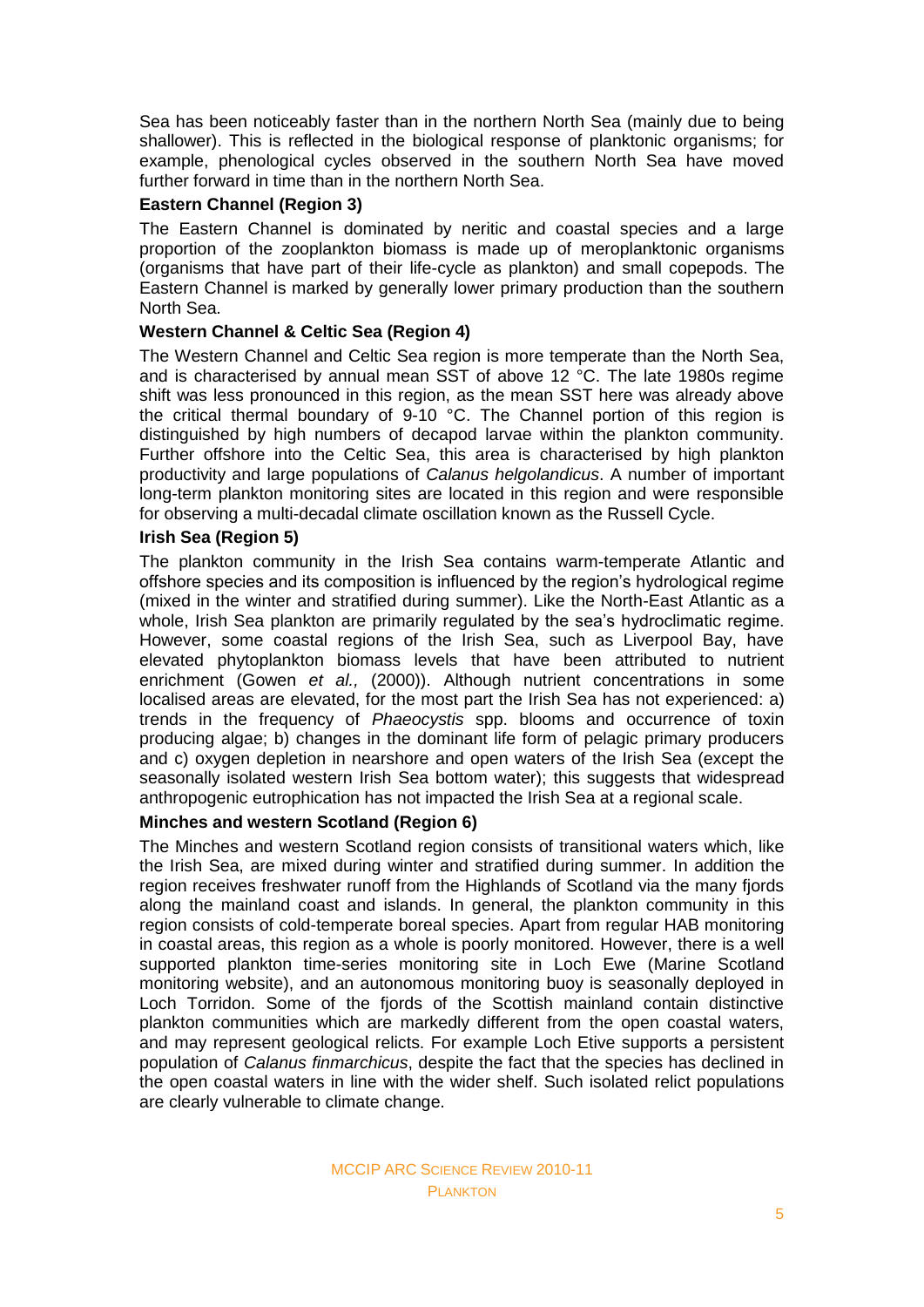Sea has been noticeably faster than in the northern North Sea (mainly due to being shallower). This is reflected in the biological response of planktonic organisms; for example, phenological cycles observed in the southern North Sea have moved further forward in time than in the northern North Sea.

**Eastern Channel (Region 3)**

The Eastern Channel is dominated by neritic and coastal species and a large proportion of the zooplankton biomass is made up of meroplanktonic organisms (organisms that have part of their life-cycle as plankton) and small copepods. The Eastern Channel is marked by generally lower primary production than the southern North Sea.

**Western Channel & Celtic Sea (Region 4)**

The Western Channel and Celtic Sea region is more temperate than the North Sea, and is characterised by annual mean SST of above 12 °C. The late 1980s regime shift was less pronounced in this region, as the mean SST here was already above the critical thermal boundary of 9-10 °C. The Channel portion of this region is distinguished by high numbers of decapod larvae within the plankton community. Further offshore into the Celtic Sea, this area is characterised by high plankton productivity and large populations of *Calanus helgolandicus*. A number of important long-term plankton monitoring sites are located in this region and were responsible for observing a multi-decadal climate oscillation known as the Russell Cycle.

**Irish Sea (Region 5)**

The plankton community in the Irish Sea contains warm-temperate Atlantic and offshore species and its composition is influenced by the region's hydrological regime (mixed in the winter and stratified during summer). Like the North-East Atlantic as a whole, Irish Sea plankton are primarily regulated by the sea's hydroclimatic regime. However, some coastal regions of the Irish Sea, such as Liverpool Bay, have elevated phytoplankton biomass levels that have been attributed to nutrient enrichment (Gowen *et al.,* (2000)). Although nutrient concentrations in some localised areas are elevated, for the most part the Irish Sea has not experienced: a) trends in the frequency of *Phaeocystis* spp. blooms and occurrence of toxin producing algae; b) changes in the dominant life form of pelagic primary producers and c) oxygen depletion in nearshore and open waters of the Irish Sea (except the seasonally isolated western Irish Sea bottom water); this suggests that widespread anthropogenic eutrophication has not impacted the Irish Sea at a regional scale.

**Minches and western Scotland (Region 6)**

The Minches and western Scotland region consists of transitional waters which, like the Irish Sea, are mixed during winter and stratified during summer. In addition the region receives freshwater runoff from the Highlands of Scotland via the many fjords along the mainland coast and islands. In general, the plankton community in this region consists of cold-temperate boreal species. Apart from regular HAB monitoring in coastal areas, this region as a whole is poorly monitored. However, there is a well supported plankton time-series monitoring site in Loch Ewe (Marine Scotland monitoring website), and an autonomous monitoring buoy is seasonally deployed in Loch Torridon. Some of the fjords of the Scottish mainland contain distinctive plankton communities which are markedly different from the open coastal waters, and may represent geological relicts. For example Loch Etive supports a persistent population of *Calanus finmarchicus*, despite the fact that the species has declined in the open coastal waters in line with the wider shelf. Such isolated relict populations are clearly vulnerable to climate change.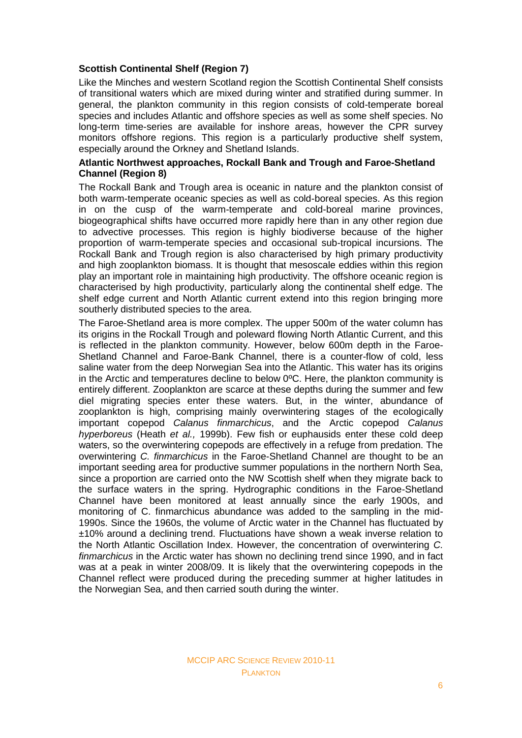**Scottish Continental Shelf (Region 7)**

Like the Minches and western Scotland region the Scottish Continental Shelf consists of transitional waters which are mixed during winter and stratified during summer. In general, the plankton community in this region consists of cold-temperate boreal species and includes Atlantic and offshore species as well as some shelf species. No long-term time-series are available for inshore areas, however the CPR survey monitors offshore regions. This region is a particularly productive shelf system, especially around the Orkney and Shetland Islands.

**Atlantic Northwest approaches, Rockall Bank and Trough and Faroe-Shetland Channel (Region 8)**

The Rockall Bank and Trough area is oceanic in nature and the plankton consist of both warm-temperate oceanic species as well as cold-boreal species. As this region in on the cusp of the warm-temperate and cold-boreal marine provinces, biogeographical shifts have occurred more rapidly here than in any other region due to advective processes. This region is highly biodiverse because of the higher proportion of warm-temperate species and occasional sub-tropical incursions. The Rockall Bank and Trough region is also characterised by high primary productivity and high zooplankton biomass. It is thought that mesoscale eddies within this region play an important role in maintaining high productivity. The offshore oceanic region is characterised by high productivity, particularly along the continental shelf edge. The shelf edge current and North Atlantic current extend into this region bringing more southerly distributed species to the area.

The Faroe-Shetland area is more complex. The upper 500m of the water column has its origins in the Rockall Trough and poleward flowing North Atlantic Current, and this is reflected in the plankton community. However, below 600m depth in the Faroe-Shetland Channel and Faroe-Bank Channel, there is a counter-flow of cold, less saline water from the deep Norwegian Sea into the Atlantic. This water has its origins in the Arctic and temperatures decline to below 0ºC. Here, the plankton community is entirely different. Zooplankton are scarce at these depths during the summer and few diel migrating species enter these waters. But, in the winter, abundance of zooplankton is high, comprising mainly overwintering stages of the ecologically important copepod *Calanus finmarchicus*, and the Arctic copepod *Calanus hyperboreus* (Heath *et al.,* 1999b). Few fish or euphausids enter these cold deep waters, so the overwintering copepods are effectively in a refuge from predation. The overwintering *C. finmarchicus* in the Faroe-Shetland Channel are thought to be an important seeding area for productive summer populations in the northern North Sea, since a proportion are carried onto the NW Scottish shelf when they migrate back to the surface waters in the spring. Hydrographic conditions in the Faroe-Shetland Channel have been monitored at least annually since the early 1900s, and monitoring of C. finmarchicus abundance was added to the sampling in the mid-1990s. Since the 1960s, the volume of Arctic water in the Channel has fluctuated by ±10% around a declining trend. Fluctuations have shown a weak inverse relation to the North Atlantic Oscillation Index. However, the concentration of overwintering *C. finmarchicus* in the Arctic water has shown no declining trend since 1990, and in fact was at a peak in winter 2008/09. It is likely that the overwintering copepods in the Channel reflect were produced during the preceding summer at higher latitudes in the Norwegian Sea, and then carried south during the winter.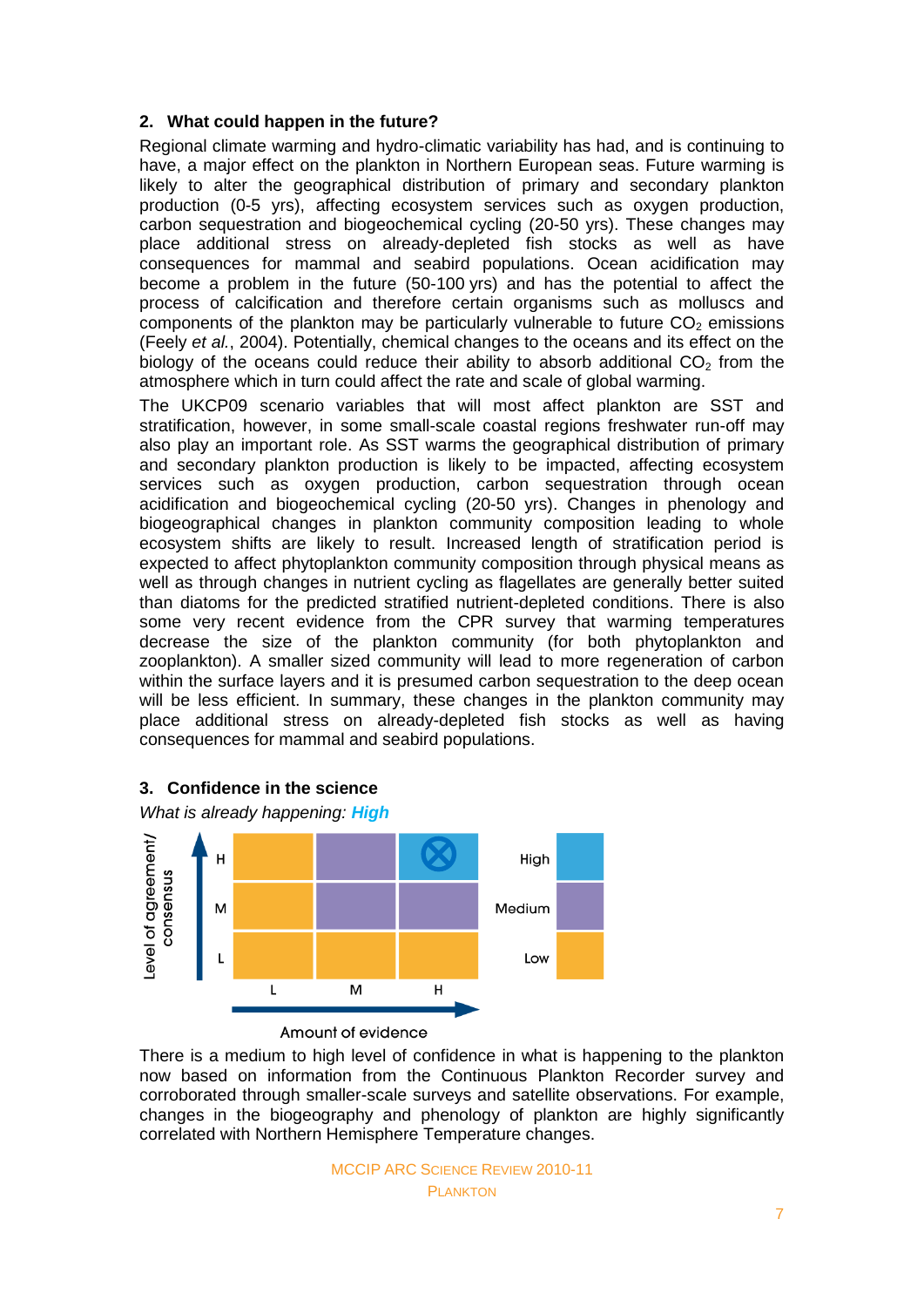## 2. What could happen in the future?

Regional climate warming and hydro-climatic variability has had, and is continuing to have, a major effect on the plankton in Northern European seas. Future warming is likely to alter the geographical distribution of primary and secondary plankton production (0-5 yrs), affecting ecosystem services such as oxygen production, carbon sequestration and biogeochemical cycling (20-50 yrs). These changes may place additional stress on already-depleted fish stocks as well as have consequences for mammal and seabird populations. Ocean acidification may become a problem in the future (50-100 yrs) and has the potential to affect the process of calcification and therefore certain organisms such as molluscs and components of the plankton may be particularly vulnerable to future $CO_2$ emissions (Feely *et al.*, 2004). Potentially, chemical changes to the oceans and its effect on the biology of the oceans could reduce their ability to absorb additional $CO_2$ from the atmosphere which in turn could affect the rate and scale of global warming.

The UKCP09 scenario variables that will most affect plankton are SST and stratification, however, in some small-scale coastal regions freshwater run-off may also play an important role. As SST warms the geographical distribution of primary and secondary plankton production is likely to be impacted, affecting ecosystem services such as oxygen production, carbon sequestration through ocean acidification and biogeochemical cycling (20-50 yrs). Changes in phenology and biogeographical changes in plankton community composition leading to whole ecosystem shifts are likely to result. Increased length of stratification period is expected to affect phytoplankton community composition through physical means as well as through changes in nutrient cycling as flagellates are generally better suited than diatoms for the predicted stratified nutrient-depleted conditions. There is also some very recent evidence from the CPR survey that warming temperatures decrease the size of the plankton community (for both phytoplankton and zooplankton). A smaller sized community will lead to more regeneration of carbon within the surface layers and it is presumed carbon sequestration to the deep ocean will be less efficient. In summary, these changes in the plankton community may place additional stress on already-depleted fish stocks as well as having consequences for mammal and seabird populations.

## 3. Confidence in the science

*What is already happening:* ***High***

| Level of agreement/ consensus | L | M | H |
|---|---|---|---|
| H | Low | Medium | High ⊗ |
| M | Low | Medium | Medium |
| L | Low | Low | Low |

Amount of evidence (L, M, H). Key: High, Medium, Low.

There is a medium to high level of confidence in what is happening to the plankton now based on information from the Continuous Plankton Recorder survey and corroborated through smaller-scale surveys and satellite observations. For example, changes in the biogeography and phenology of plankton are highly significantly correlated with Northern Hemisphere Temperature changes.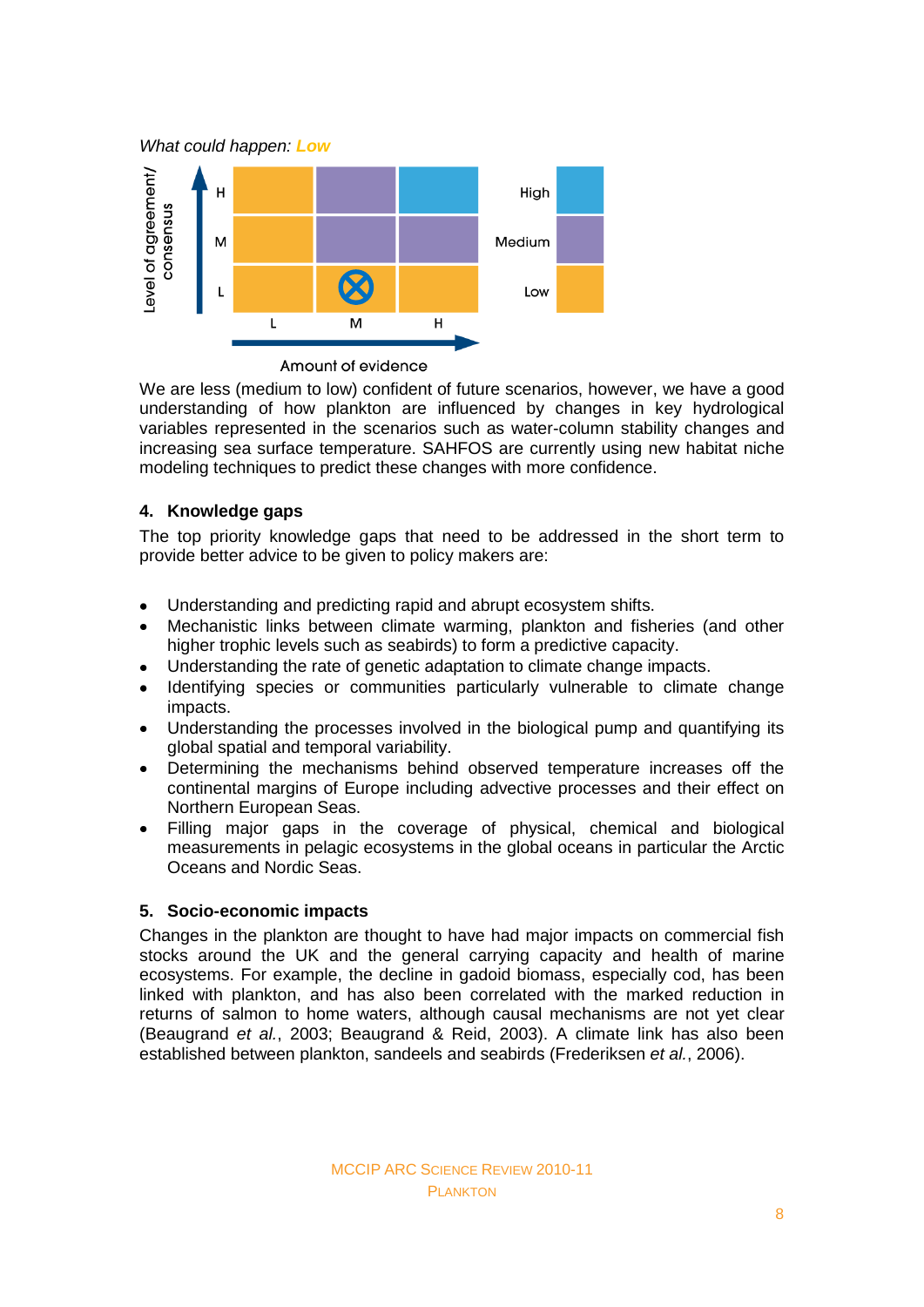*What could happen: Low*

We are less (medium to low) confident of future scenarios, however, we have a good understanding of how plankton are influenced by changes in key hydrological variables represented in the scenarios such as water-column stability changes and increasing sea surface temperature. SAHFOS are currently using new habitat niche modeling techniques to predict these changes with more confidence.

## 4. Knowledge gaps

The top priority knowledge gaps that need to be addressed in the short term to provide better advice to be given to policy makers are:

- Understanding and predicting rapid and abrupt ecosystem shifts.
- Mechanistic links between climate warming, plankton and fisheries (and other higher trophic levels such as seabirds) to form a predictive capacity.
- Understanding the rate of genetic adaptation to climate change impacts.
- Identifying species or communities particularly vulnerable to climate change impacts.
- Understanding the processes involved in the biological pump and quantifying its global spatial and temporal variability.
- Determining the mechanisms behind observed temperature increases off the continental margins of Europe including advective processes and their effect on Northern European Seas.
- Filling major gaps in the coverage of physical, chemical and biological measurements in pelagic ecosystems in the global oceans in particular the Arctic Oceans and Nordic Seas.

## 5. Socio-economic impacts

Changes in the plankton are thought to have had major impacts on commercial fish stocks around the UK and the general carrying capacity and health of marine ecosystems. For example, the decline in gadoid biomass, especially cod, has been linked with plankton, and has also been correlated with the marked reduction in returns of salmon to home waters, although causal mechanisms are not yet clear (Beaugrand *et al.*, 2003; Beaugrand & Reid, 2003). A climate link has also been established between plankton, sandeels and seabirds (Frederiksen *et al.*, 2006).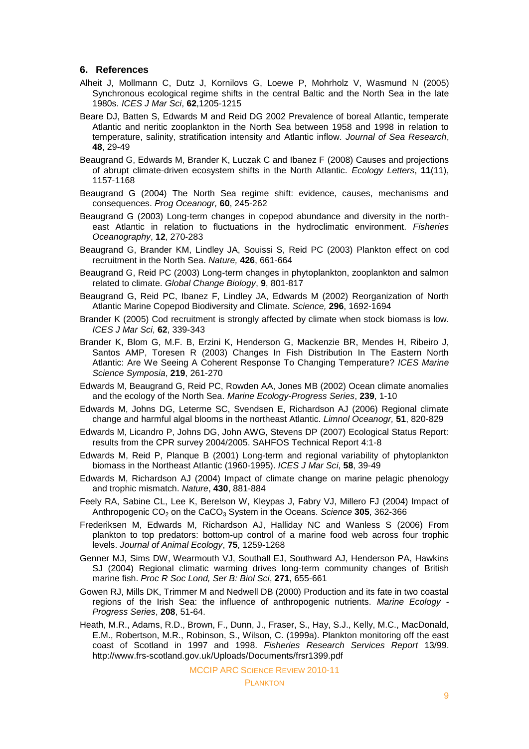## 6. References

Alheit J, Mollmann C, Dutz J, Kornilovs G, Loewe P, Mohrholz V, Wasmund N (2005) Synchronous ecological regime shifts in the central Baltic and the North Sea in the late 1980s. *ICES J Mar Sci*, **62**,1205-1215

Beare DJ, Batten S, Edwards M and Reid DG 2002 Prevalence of boreal Atlantic, temperate Atlantic and neritic zooplankton in the North Sea between 1958 and 1998 in relation to temperature, salinity, stratification intensity and Atlantic inflow. *Journal of Sea Research*, **48**, 29-49

Beaugrand G, Edwards M, Brander K, Luczak C and Ibanez F (2008) Causes and projections of abrupt climate-driven ecosystem shifts in the North Atlantic. *Ecology Letters*, **11**(11), 1157-1168

Beaugrand G (2004) The North Sea regime shift: evidence, causes, mechanisms and consequences. *Prog Oceanogr,* **60**, 245-262

Beaugrand G (2003) Long-term changes in copepod abundance and diversity in the north-east Atlantic in relation to fluctuations in the hydroclimatic environment. *Fisheries Oceanography*, **12**, 270-283

Beaugrand G, Brander KM, Lindley JA, Souissi S, Reid PC (2003) Plankton effect on cod recruitment in the North Sea. *Nature,* **426**, 661-664

Beaugrand G, Reid PC (2003) Long-term changes in phytoplankton, zooplankton and salmon related to climate. *Global Change Biology*, **9**, 801-817

Beaugrand G, Reid PC, Ibanez F, Lindley JA, Edwards M (2002) Reorganization of North Atlantic Marine Copepod Biodiversity and Climate. *Science,* **296**, 1692-1694

Brander K (2005) Cod recruitment is strongly affected by climate when stock biomass is low. *ICES J Mar Sci*, **62**, 339-343

Brander K, Blom G, M.F. B, Erzini K, Henderson G, Mackenzie BR, Mendes H, Ribeiro J, Santos AMP, Toresen R (2003) Changes In Fish Distribution In The Eastern North Atlantic: Are We Seeing A Coherent Response To Changing Temperature? *ICES Marine Science Symposia*, **219**, 261-270

Edwards M, Beaugrand G, Reid PC, Rowden AA, Jones MB (2002) Ocean climate anomalies and the ecology of the North Sea. *Marine Ecology-Progress Series*, **239**, 1-10

Edwards M, Johns DG, Leterme SC, Svendsen E, Richardson AJ (2006) Regional climate change and harmful algal blooms in the northeast Atlantic. *Limnol Oceanogr,* **51**, 820-829

Edwards M, Licandro P, Johns DG, John AWG, Stevens DP (2007) Ecological Status Report: results from the CPR survey 2004/2005. SAHFOS Technical Report 4:1-8

Edwards M, Reid P, Planque B (2001) Long-term and regional variability of phytoplankton biomass in the Northeast Atlantic (1960-1995). *ICES J Mar Sci*, **58**, 39-49

Edwards M, Richardson AJ (2004) Impact of climate change on marine pelagic phenology and trophic mismatch. *Nature*, **430**, 881-884

Feely RA, Sabine CL, Lee K, Berelson W, Kleypas J, Fabry VJ, Millero FJ (2004) Impact of Anthropogenic $CO_2$ on the $CaCO_3$ System in the Oceans. *Science* **305**, 362-366

Frederiksen M, Edwards M, Richardson AJ, Halliday NC and Wanless S (2006) From plankton to top predators: bottom-up control of a marine food web across four trophic levels. *Journal of Animal Ecology*, **75**, 1259-1268

Genner MJ, Sims DW, Wearmouth VJ, Southall EJ, Southward AJ, Henderson PA, Hawkins SJ (2004) Regional climatic warming drives long-term community changes of British marine fish. *Proc R Soc Lond, Ser B: Biol Sci*, **271**, 655-661

Gowen RJ, Mills DK, Trimmer M and Nedwell DB (2000) Production and its fate in two coastal regions of the Irish Sea: the influence of anthropogenic nutrients. *Marine Ecology - Progress Series*, **208**, 51-64.

Heath, M.R., Adams, R.D., Brown, F., Dunn, J., Fraser, S., Hay, S.J., Kelly, M.C., MacDonald, E.M., Robertson, M.R., Robinson, S., Wilson, C. (1999a). Plankton monitoring off the east coast of Scotland in 1997 and 1998. *Fisheries Research Services Report* 13/99. http://www.frs-scotland.gov.uk/Uploads/Documents/frsr1399.pdf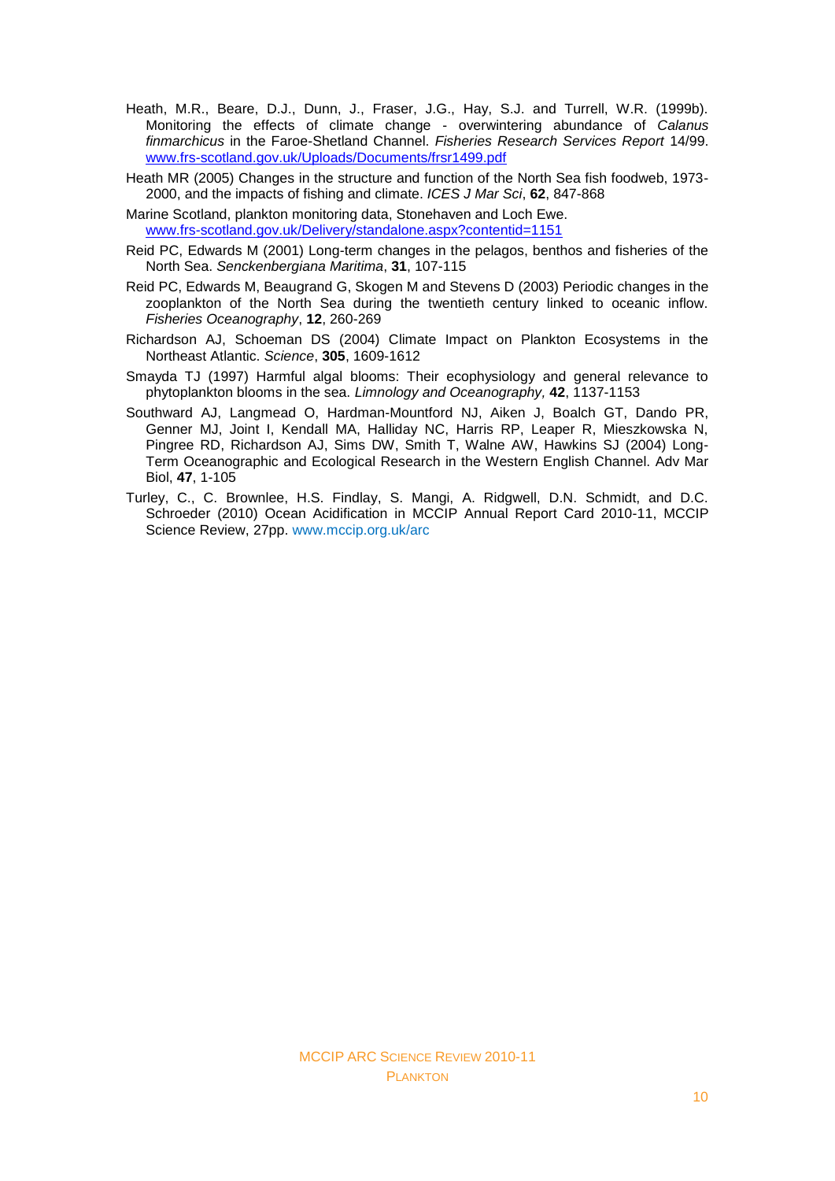Heath, M.R., Beare, D.J., Dunn, J., Fraser, J.G., Hay, S.J. and Turrell, W.R. (1999b). Monitoring the effects of climate change - overwintering abundance of *Calanus finmarchicus* in the Faroe-Shetland Channel. *Fisheries Research Services Report* 14/99. www.frs-scotland.gov.uk/Uploads/Documents/frsr1499.pdf

Heath MR (2005) Changes in the structure and function of the North Sea fish foodweb, 1973-2000, and the impacts of fishing and climate. *ICES J Mar Sci*, **62**, 847-868

Marine Scotland, plankton monitoring data, Stonehaven and Loch Ewe. www.frs-scotland.gov.uk/Delivery/standalone.aspx?contentid=1151

Reid PC, Edwards M (2001) Long-term changes in the pelagos, benthos and fisheries of the North Sea. *Senckenbergiana Maritima*, **31**, 107-115

Reid PC, Edwards M, Beaugrand G, Skogen M and Stevens D (2003) Periodic changes in the zooplankton of the North Sea during the twentieth century linked to oceanic inflow. *Fisheries Oceanography*, **12**, 260-269

Richardson AJ, Schoeman DS (2004) Climate Impact on Plankton Ecosystems in the Northeast Atlantic. *Science*, **305**, 1609-1612

Smayda TJ (1997) Harmful algal blooms: Their ecophysiology and general relevance to phytoplankton blooms in the sea. *Limnology and Oceanography,* **42**, 1137-1153

Southward AJ, Langmead O, Hardman-Mountford NJ, Aiken J, Boalch GT, Dando PR, Genner MJ, Joint I, Kendall MA, Halliday NC, Harris RP, Leaper R, Mieszkowska N, Pingree RD, Richardson AJ, Sims DW, Smith T, Walne AW, Hawkins SJ (2004) Long-Term Oceanographic and Ecological Research in the Western English Channel. Adv Mar Biol, **47**, 1-105

Turley, C., C. Brownlee, H.S. Findlay, S. Mangi, A. Ridgwell, D.N. Schmidt, and D.C. Schroeder (2010) Ocean Acidification in MCCIP Annual Report Card 2010-11, MCCIP Science Review, 27pp. www.mccip.org.uk/arc